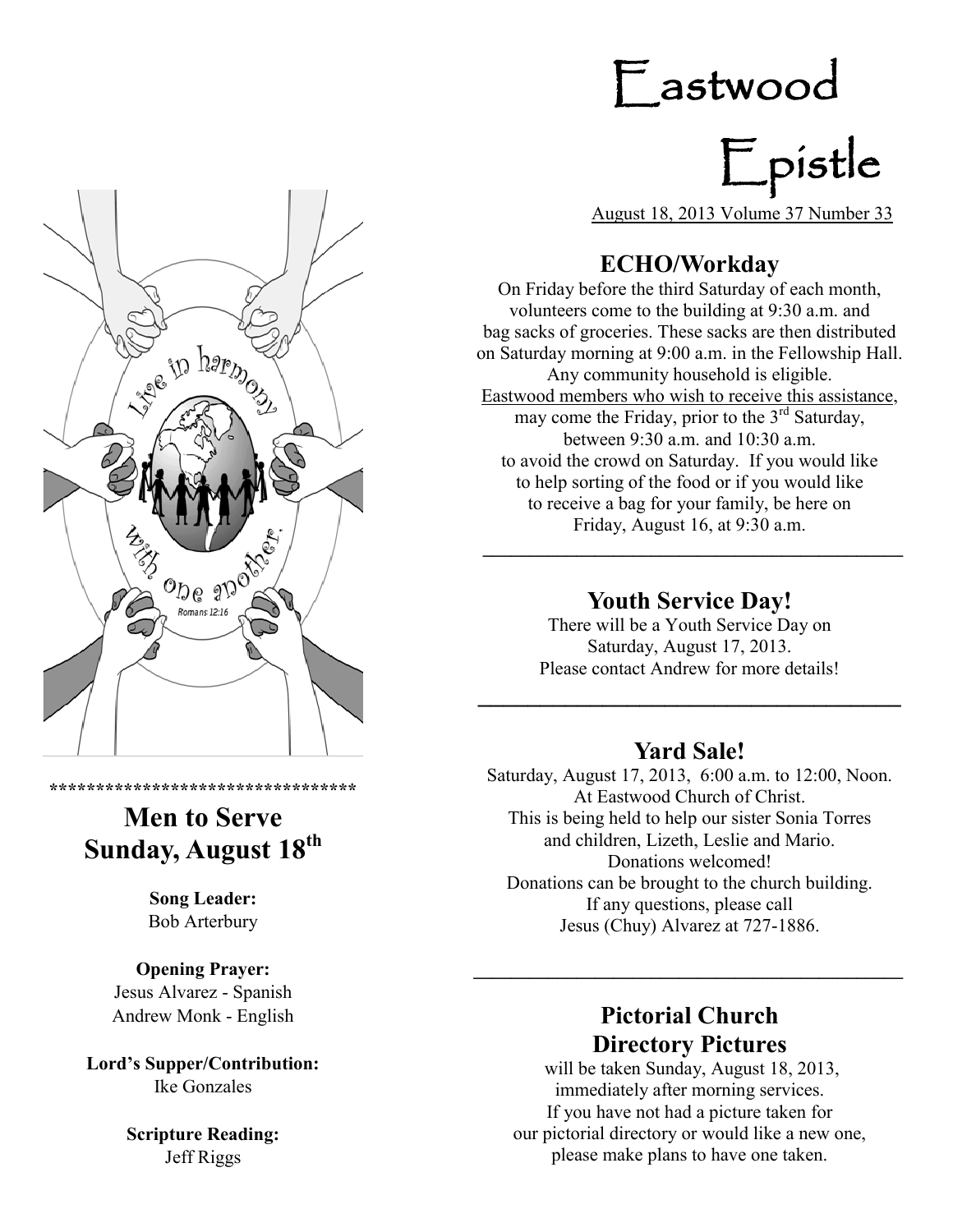# Eastwood Epistle

August 18, 2013 Volume 37 Number 33

## ECHO/Workday

On Friday before the third Saturday of each month, volunteers come to the building at 9:30 a.m. and bag sacks of groceries. These sacks are then distributed on Saturday morning at 9:00 a.m. in the Fellowship Hall. Any community household is eligible. Eastwood members who wish to receive this assistance, may come the Friday, prior to the 3rd Saturday, between 9:30 a.m. and 10:30 a.m. to avoid the crowd on Saturday. If you would like to help sorting of the food or if you would like to receive a bag for your family, be here on Friday, August 16, at 9:30 a.m.

---

## Youth Service Day!

There will be a Youth Service Day on Saturday, August 17, 2013. Please contact Andrew for more details!

---

## Yard Sale!

Saturday, August 17, 2013, 6:00 a.m. to 12:00, Noon.
At Eastwood Church of Christ.
This is being held to help our sister Sonia Torres and children, Lizeth, Leslie and Mario.
Donations welcomed!
Donations can be brought to the church building.
If any questions, please call
Jesus (Chuy) Alvarez at 727-1886.

---

## Pictorial Church Directory Pictures

will be taken Sunday, August 18, 2013, immediately after morning services. If you have not had a picture taken for our pictorial directory or would like a new one, please make plans to have one taken.

Live in harmony with one another. Romans 12:16

**********************************

## Men to Serve Sunday, August 18th

**Song Leader:**
Bob Arterbury

**Opening Prayer:**
Jesus Alvarez - Spanish
Andrew Monk - English

**Lord's Supper/Contribution:**
Ike Gonzales

**Scripture Reading:**
Jeff Riggs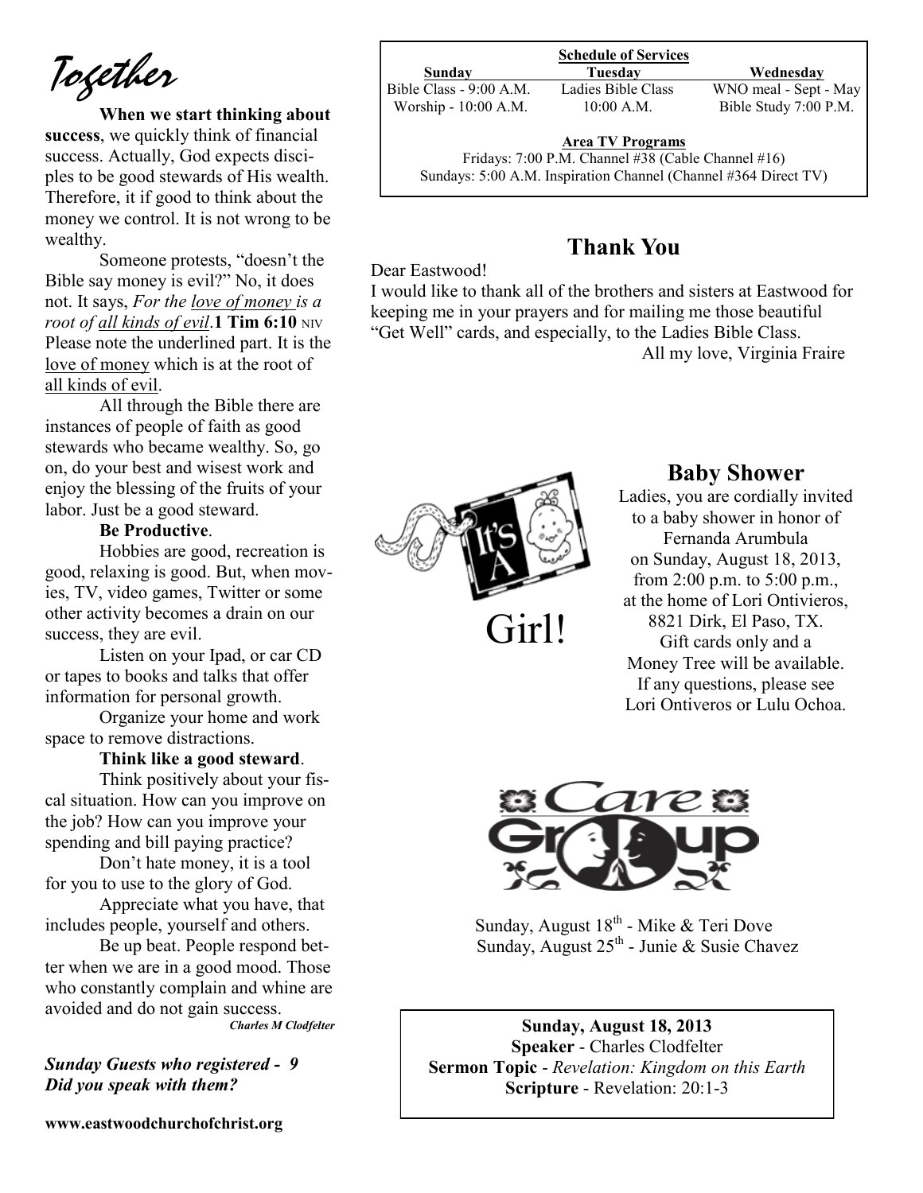# Together

**When we start thinking about success**, we quickly think of financial success. Actually, God expects disciples to be good stewards of His wealth. Therefore, it if good to think about the money we control. It is not wrong to be wealthy.

Someone protests, "doesn't the Bible say money is evil?" No, it does not. It says, *For the love of money is a root of all kinds of evil*.**1 Tim 6:10** NIV Please note the underlined part. It is the love of money which is at the root of all kinds of evil.

All through the Bible there are instances of people of faith as good stewards who became wealthy. So, go on, do your best and wisest work and enjoy the blessing of the fruits of your labor. Just be a good steward.

**Be Productive**.

Hobbies are good, recreation is good, relaxing is good. But, when movies, TV, video games, Twitter or some other activity becomes a drain on our success, they are evil.

Listen on your Ipad, or car CD or tapes to books and talks that offer information for personal growth.

Organize your home and work space to remove distractions.

**Think like a good steward**.

Think positively about your fiscal situation. How can you improve on the job? How can you improve your spending and bill paying practice?

Don't hate money, it is a tool for you to use to the glory of God.

Appreciate what you have, that includes people, yourself and others.

Be up beat. People respond better when we are in a good mood. Those who constantly complain and whine are avoided and do not gain success.

***Charles M Clodfelter***

***Sunday Guests who registered - 9***
***Did you speak with them?***

**www.eastwoodchurchofchrist.org**

**Schedule of Services**

| Sunday | Tuesday | Wednesday |
|---|---|---|
| Bible Class - 9:00 A.M. | Ladies Bible Class | WNO meal - Sept - May |
| Worship - 10:00 A.M. | 10:00 A.M. | Bible Study 7:00 P.M. |

**Area TV Programs**
Fridays: 7:00 P.M. Channel #38 (Cable Channel #16)
Sundays: 5:00 A.M. Inspiration Channel (Channel #364 Direct TV)

## Thank You

Dear Eastwood!
I would like to thank all of the brothers and sisters at Eastwood for keeping me in your prayers and for mailing me those beautiful "Get Well" cards, and especially, to the Ladies Bible Class.
All my love, Virginia Fraire

It's A Girl!

## Baby Shower

Ladies, you are cordially invited to a baby shower in honor of Fernanda Arumbula on Sunday, August 18, 2013, from 2:00 p.m. to 5:00 p.m., at the home of Lori Ontivieros, 8821 Dirk, El Paso, TX. Gift cards only and a Money Tree will be available. If any questions, please see Lori Ontiveros or Lulu Ochoa.

## Care Group

Sunday, August 18th - Mike & Teri Dove
Sunday, August 25th - Junie & Susie Chavez

**Sunday, August 18, 2013**
**Speaker** - Charles Clodfelter
**Sermon Topic** - *Revelation: Kingdom on this Earth*
**Scripture** - Revelation: 20:1-3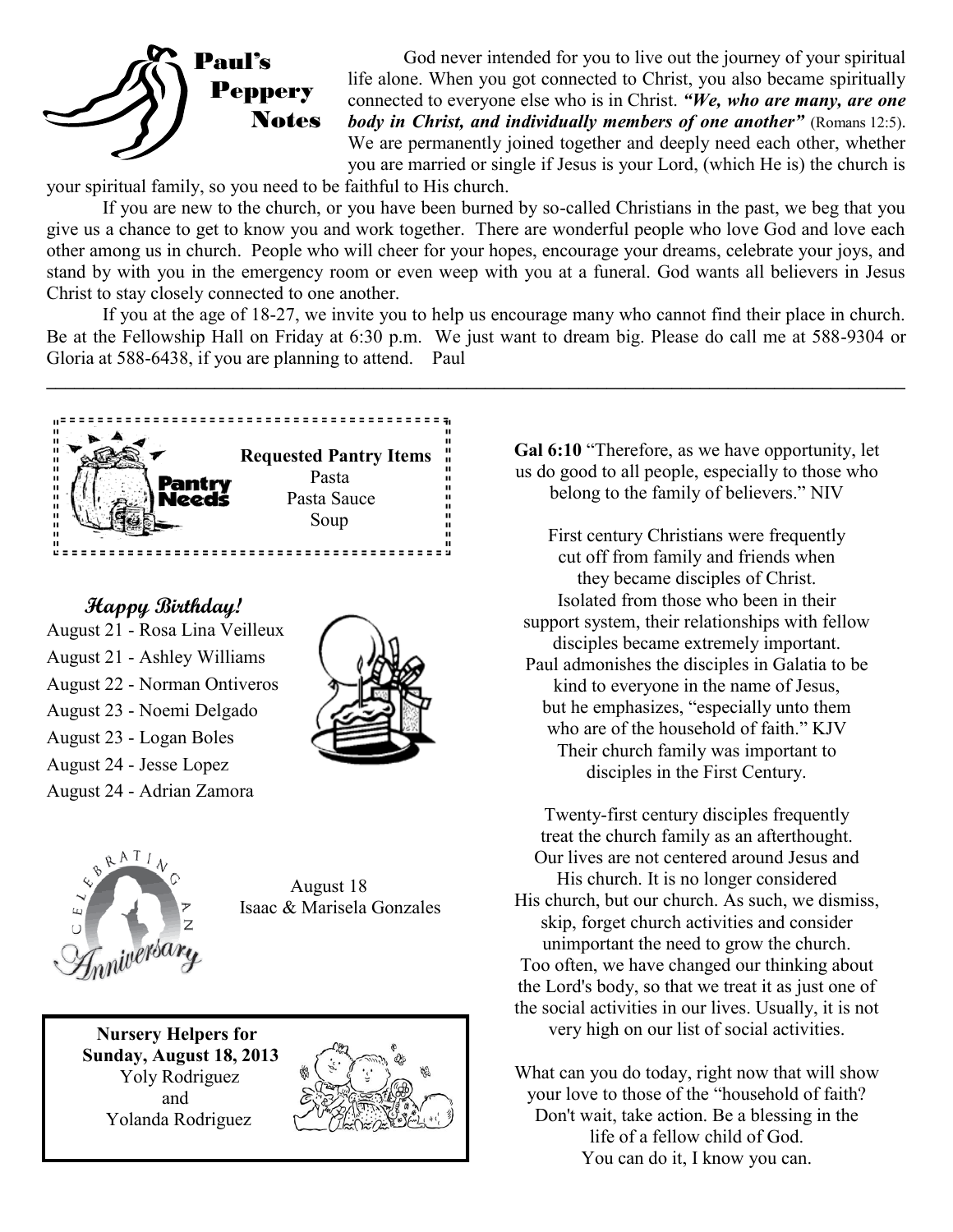## Paul's Peppery Notes

God never intended for you to live out the journey of your spiritual life alone. When you got connected to Christ, you also became spiritually connected to everyone else who is in Christ. ***"We, who are many, are one body in Christ, and individually members of one another"*** (Romans 12:5). We are permanently joined together and deeply need each other, whether you are married or single if Jesus is your Lord, (which He is) the church is your spiritual family, so you need to be faithful to His church.

If you are new to the church, or you have been burned by so-called Christians in the past, we beg that you give us a chance to get to know you and work together. There are wonderful people who love God and love each other among us in church. People who will cheer for your hopes, encourage your dreams, celebrate your joys, and stand by with you in the emergency room or even weep with you at a funeral. God wants all believers in Jesus Christ to stay closely connected to one another.

If you at the age of 18-27, we invite you to help us encourage many who cannot find their place in church. Be at the Fellowship Hall on Friday at 6:30 p.m. We just want to dream big. Please do call me at 588-9304 or Gloria at 588-6438, if you are planning to attend. Paul

---

**Pantry Needs**

**Requested Pantry Items**
Pasta
Pasta Sauce
Soup

## Happy Birthday!

August 21 - Rosa Lina Veilleux
August 21 - Ashley Williams
August 22 - Norman Ontiveros
August 23 - Noemi Delgado
August 23 - Logan Boles
August 24 - Jesse Lopez
August 24 - Adrian Zamora

**Celebrating an Anniversary**

August 18
Isaac & Marisela Gonzales

**Nursery Helpers for Sunday, August 18, 2013**
Yoly Rodriguez
and
Yolanda Rodriguez

**Gal 6:10** "Therefore, as we have opportunity, let us do good to all people, especially to those who belong to the family of believers." NIV

First century Christians were frequently cut off from family and friends when they became disciples of Christ. Isolated from those who been in their support system, their relationships with fellow disciples became extremely important. Paul admonishes the disciples in Galatia to be kind to everyone in the name of Jesus, but he emphasizes, "especially unto them who are of the household of faith." KJV Their church family was important to disciples in the First Century.

Twenty-first century disciples frequently treat the church family as an afterthought. Our lives are not centered around Jesus and His church. It is no longer considered His church, but our church. As such, we dismiss, skip, forget church activities and consider unimportant the need to grow the church. Too often, we have changed our thinking about the Lord's body, so that we treat it as just one of the social activities in our lives. Usually, it is not very high on our list of social activities.

What can you do today, right now that will show your love to those of the "household of faith? Don't wait, take action. Be a blessing in the life of a fellow child of God. You can do it, I know you can.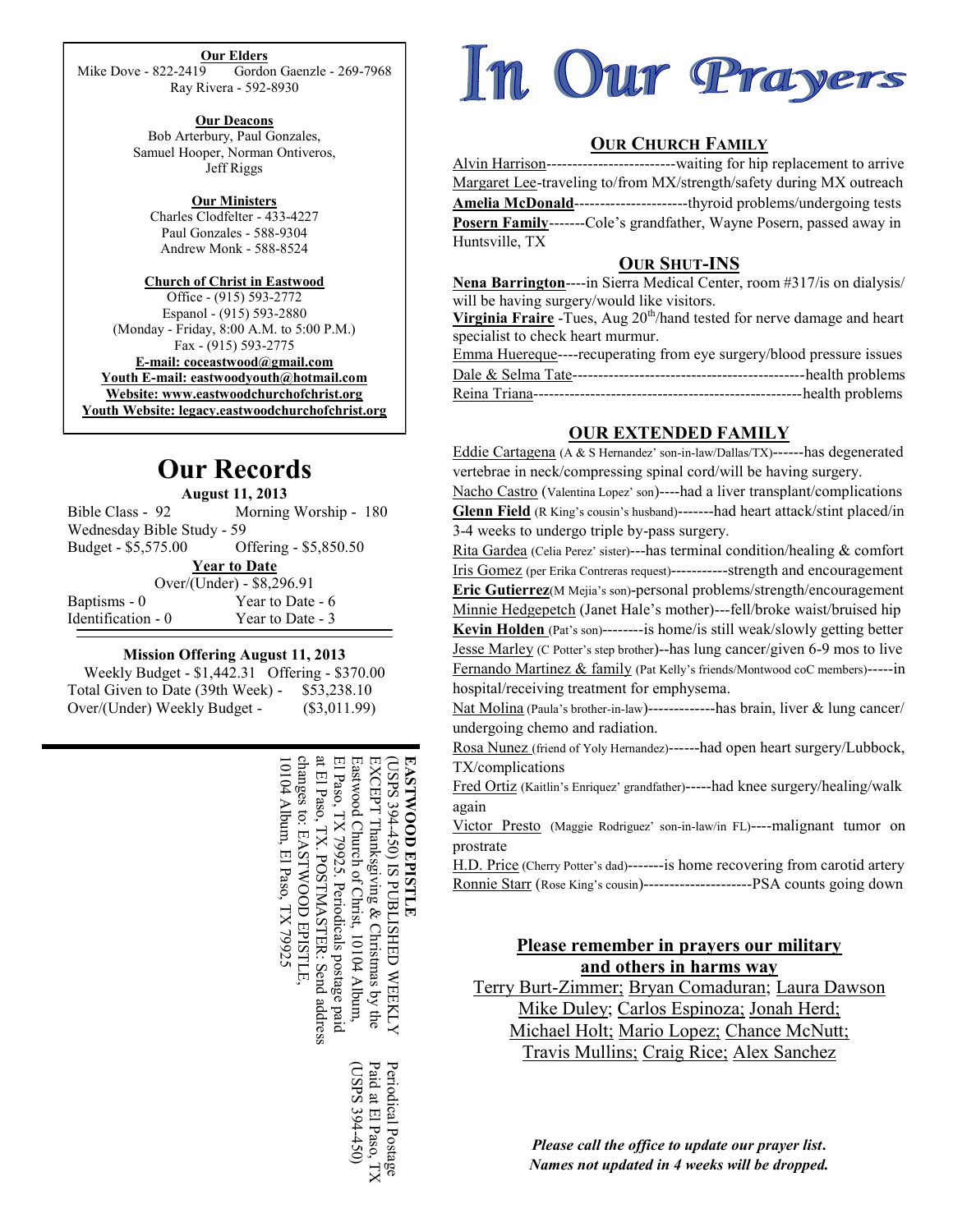**Our Elders**

Mike Dove - 822-2419  Gordon Gaenzle - 269-7968
Ray Rivera - 592-8930

**Our Deacons**

Bob Arterbury, Paul Gonzales,
Samuel Hooper, Norman Ontiveros,
Jeff Riggs

**Our Ministers**

Charles Clodfelter - 433-4227
Paul Gonzales - 588-9304
Andrew Monk - 588-8524

**Church of Christ in Eastwood**

Office - (915) 593-2772
Espanol - (915) 593-2880
(Monday - Friday, 8:00 A.M. to 5:00 P.M.)
Fax - (915) 593-2775
**E-mail: coceastwood@gmail.com**
**Youth E-mail: eastwoodyouth@hotmail.com**
**Website: www.eastwoodchurchofchrist.org**
**Youth Website: legacy.eastwoodchurchofchrist.org**

# Our Records

**August 11, 2013**

| | |
|---|---|
| Bible Class - 92 | Morning Worship - 180 |
| Wednesday Bible Study - 59 | |
| Budget - $5,575.00 | Offering - $5,850.50 |

**Year to Date**

Over/(Under) - $8,296.91

| | |
|---|---|
| Baptisms - 0 | Year to Date - 6 |
| Identification - 0 | Year to Date - 3 |

**Mission Offering August 11, 2013**

Weekly Budget - $1,442.31  Offering - $370.00
Total Given to Date (39th Week) - $53,238.10
Over/(Under) Weekly Budget - ($3,011.99)

**EASTWOOD EPISTLE** (USPS 394-450) IS PUBLISHED WEEKLY EXCEPT Thanksgiving & Christmas by the Eastwood Church of Christ, 10104 Album, El Paso, TX 79925. Periodicals postage paid at El Paso, TX. POSTMASTER: Send address changes to: EASTWOOD EPISTLE, 10104 Album, El Paso, TX 79925

Periodical Postage Paid at El Paso, TX (USPS 394-450)

# In Our Prayers

## Our Church Family

Alvin Harrison------------------------waiting for hip replacement to arrive
Margaret Lee-traveling to/from MX/strength/safety during MX outreach
**Amelia McDonald**---------------------thyroid problems/undergoing tests
**Posern Family**-------Cole's grandfather, Wayne Posern, passed away in Huntsville, TX

## Our Shut-Ins

**Nena Barrington**----in Sierra Medical Center, room #317/is on dialysis/ will be having surgery/would like visitors.
**Virginia Fraire** -Tues, Aug 20th/hand tested for nerve damage and heart specialist to check heart murmur.
Emma Huereque----recuperating from eye surgery/blood pressure issues
Dale & Selma Tate---------------------------------------------health problems
Reina Triana--------------------------------------------------health problems

## OUR EXTENDED FAMILY

Eddie Cartagena (A & S Hernandez' son-in-law/Dallas/TX)------has degenerated vertebrae in neck/compressing spinal cord/will be having surgery.
Nacho Castro (Valentina Lopez' son)----had a liver transplant/complications
**Glenn Field** (R King's cousin's husband)-------had heart attack/stint placed/in 3-4 weeks to undergo triple by-pass surgery.
Rita Gardea (Celia Perez' sister)---has terminal condition/healing & comfort
Iris Gomez (per Erika Contreras request)-----------strength and encouragement
**Eric Gutierrez**(M Mejia's son)-personal problems/strength/encouragement
Minnie Hedgepetch (Janet Hale's mother)---fell/broke waist/bruised hip
**Kevin Holden** (Pat's son)--------is home/is still weak/slowly getting better
Jesse Marley (C Potter's step brother)--has lung cancer/given 6-9 mos to live
Fernando Martinez & family (Pat Kelly's friends/Montwood coC members)-----in hospital/receiving treatment for emphysema.
Nat Molina (Paula's brother-in-law)-------------has brain, liver & lung cancer/ undergoing chemo and radiation.
Rosa Nunez (friend of Yoly Hernandez)------had open heart surgery/Lubbock, TX/complications
Fred Ortiz (Kaitlin's Enriquez' grandfather)-----had knee surgery/healing/walk again
Victor Presto (Maggie Rodriguez' son-in-law/in FL)----malignant tumor on prostrate
H.D. Price (Cherry Potter's dad)-------is home recovering from carotid artery
Ronnie Starr (Rose King's cousin)---------------------PSA counts going down

**Please remember in prayers our military and others in harms way**

Terry Burt-Zimmer; Bryan Comaduran; Laura Dawson
Mike Duley; Carlos Espinoza; Jonah Herd;
Michael Holt; Mario Lopez; Chance McNutt;
Travis Mullins; Craig Rice; Alex Sanchez

***Please call the office to update our prayer list. Names not updated in 4 weeks will be dropped.***